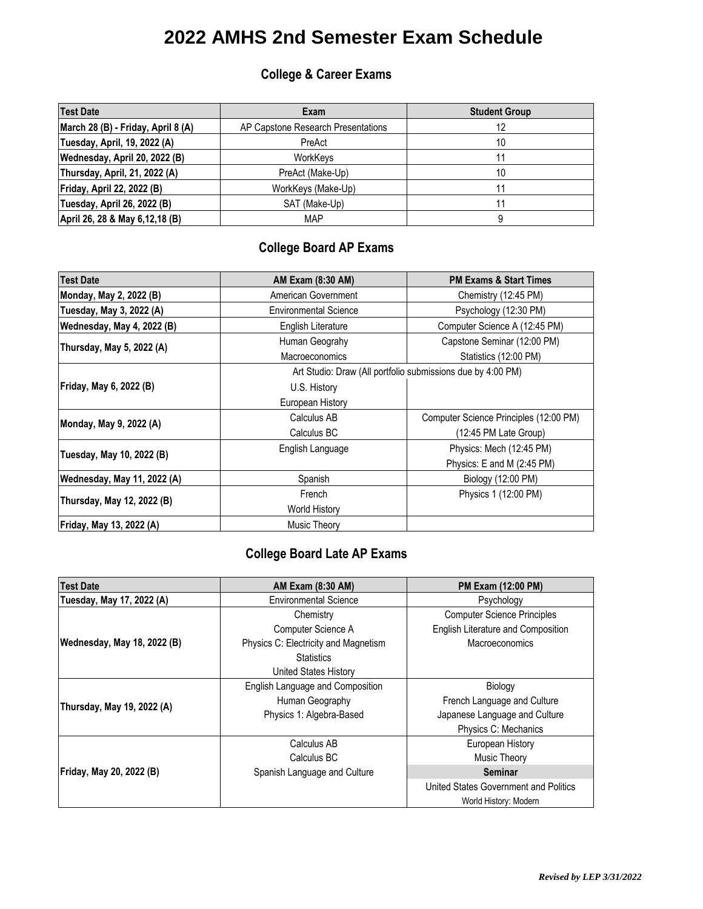# 2022 AMHS 2nd Semester Exam Schedule

### College & Career Exams

| Test Date | Exam | Student Group |
|---|---|---|
| March 28 (B) - Friday, April 8 (A) | AP Capstone Research Presentations | 12 |
| Tuesday, April, 19, 2022 (A) | PreAct | 10 |
| Wednesday, April 20, 2022 (B) | WorkKeys | 11 |
| Thursday, April, 21, 2022 (A) | PreAct (Make-Up) | 10 |
| Friday, April 22, 2022 (B) | WorkKeys (Make-Up) | 11 |
| Tuesday, April 26, 2022 (B) | SAT (Make-Up) | 11 |
| April 26, 28 & May 6,12,18 (B) | MAP | 9 |

### College Board AP Exams

| Test Date | AM Exam (8:30 AM) | PM Exams & Start Times |
|---|---|---|
| Monday, May 2, 2022 (B) | American Government | Chemistry (12:45 PM) |
| Tuesday, May 3, 2022 (A) | Environmental Science | Psychology (12:30 PM) |
| Wednesday, May 4, 2022 (B) | English Literature | Computer Science A (12:45 PM) |
| Thursday, May 5, 2022 (A) | Human Geograhy<br>Macroeconomics | Capstone Seminar (12:00 PM)<br>Statistics (12:00 PM) |
| Friday, May 6, 2022 (B) | Art Studio: Draw (All portfolio submissions due by 4:00 PM)<br>U.S. History<br>European History | |
| Monday, May 9, 2022 (A) | Calculus AB<br>Calculus BC | Computer Science Principles (12:00 PM)<br>(12:45 PM Late Group) |
| Tuesday, May 10, 2022 (B) | English Language | Physics: Mech (12:45 PM)<br>Physics: E and M (2:45 PM) |
| Wednesday, May 11, 2022 (A) | Spanish | Biology (12:00 PM) |
| Thursday, May 12, 2022 (B) | French<br>World History | Physics 1 (12:00 PM) |
| Friday, May 13, 2022 (A) | Music Theory | |

### College Board Late AP Exams

| Test Date | AM Exam (8:30 AM) | PM Exam (12:00 PM) |
|---|---|---|
| Tuesday, May 17, 2022 (A) | Environmental Science | Psychology |
| Wednesday, May 18, 2022 (B) | Chemistry<br>Computer Science A<br>Physics C: Electricity and Magnetism<br>Statistics<br>United States History | Computer Science Principles<br>English Literature and Composition<br>Macroeconomics |
| Thursday, May 19, 2022 (A) | English Language and Composition<br>Human Geography<br>Physics 1: Algebra-Based | Biology<br>French Language and Culture<br>Japanese Language and Culture<br>Physics C: Mechanics |
| Friday, May 20, 2022 (B) | Calculus AB<br>Calculus BC<br>Spanish Language and Culture | European History<br>Music Theory<br>**Seminar**<br>United States Government and Politics<br>World History: Modern |

***Revised by LEP 3/31/2022***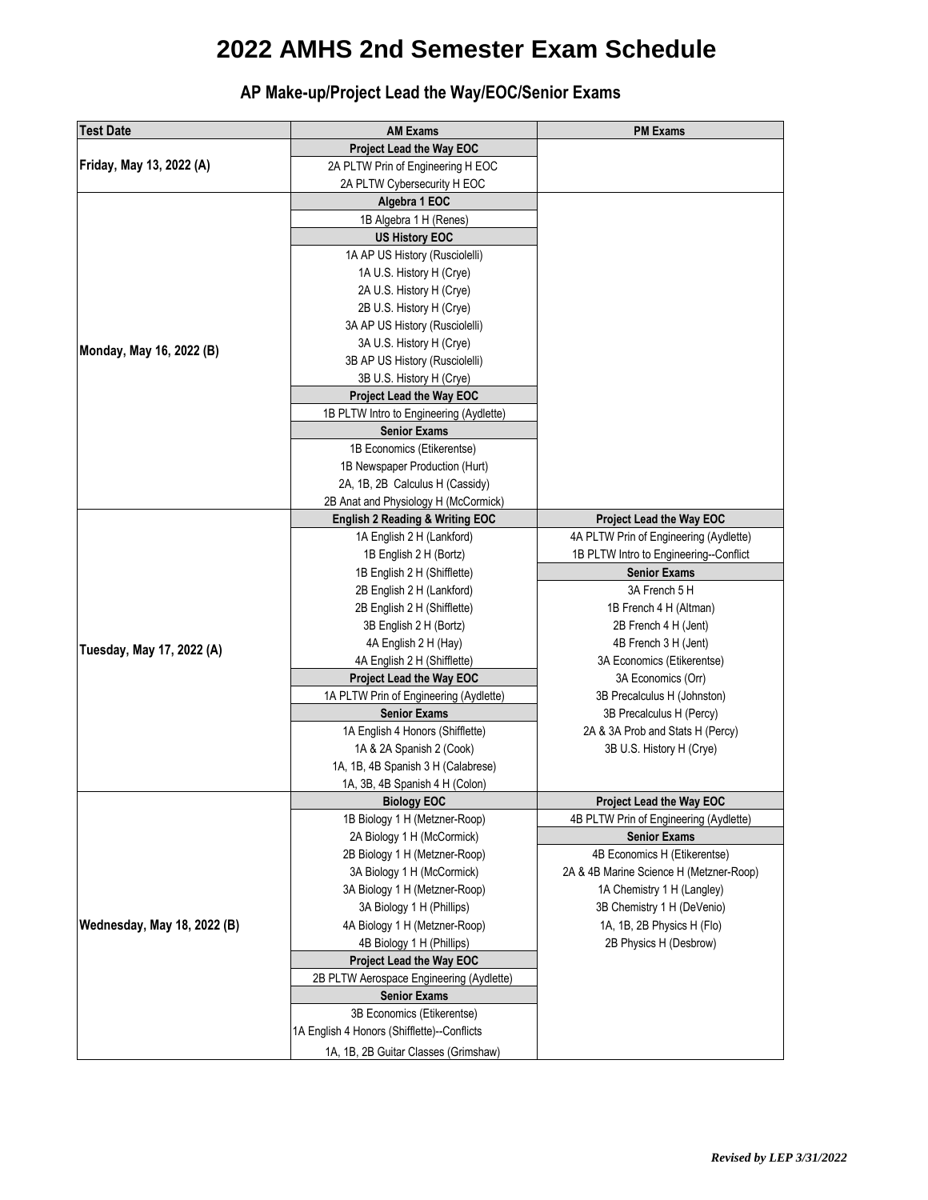# 2022 AMHS 2nd Semester Exam Schedule

## AP Make-up/Project Lead the Way/EOC/Senior Exams

| Test Date | AM Exams | PM Exams |
|---|---|---|
| Friday, May 13, 2022 (A) | **Project Lead the Way EOC** | |
| | 2A PLTW Prin of Engineering H EOC | |
| | 2A PLTW Cybersecurity H EOC | |
| Monday, May 16, 2022 (B) | **Algebra 1 EOC** | |
| | 1B Algebra 1 H (Renes) | |
| | **US History EOC** | |
| | 1A AP US History (Rusciolelli) | |
| | 1A U.S. History H (Crye) | |
| | 2A U.S. History H (Crye) | |
| | 2B U.S. History H (Crye) | |
| | 3A AP US History (Rusciolelli) | |
| | 3A U.S. History H (Crye) | |
| | 3B AP US History (Rusciolelli) | |
| | 3B U.S. History H (Crye) | |
| | **Project Lead the Way EOC** | |
| | 1B PLTW Intro to Engineering (Aydlette) | |
| | **Senior Exams** | |
| | 1B Economics (Etikerentse) | |
| | 1B Newspaper Production (Hurt) | |
| | 2A, 1B, 2B Calculus H (Cassidy) | |
| | 2B Anat and Physiology H (McCormick) | |
| Tuesday, May 17, 2022 (A) | **English 2 Reading & Writing EOC** | **Project Lead the Way EOC** |
| | 1A English 2 H (Lankford) | 4A PLTW Prin of Engineering (Aydlette) |
| | 1B English 2 H (Bortz) | 1B PLTW Intro to Engineering--Conflict |
| | 1B English 2 H (Shifflette) | **Senior Exams** |
| | 2B English 2 H (Lankford) | 3A French 5 H |
| | 2B English 2 H (Shifflette) | 1B French 4 H (Altman) |
| | 3B English 2 H (Bortz) | 2B French 4 H (Jent) |
| | 4A English 2 H (Hay) | 4B French 3 H (Jent) |
| | 4A English 2 H (Shifflette) | 3A Economics (Etikerentse) |
| | **Project Lead the Way EOC** | 3A Economics (Orr) |
| | 1A PLTW Prin of Engineering (Aydlette) | 3B Precalculus H (Johnston) |
| | **Senior Exams** | 3B Precalculus H (Percy) |
| | 1A English 4 Honors (Shifflette) | 2A & 3A Prob and Stats H (Percy) |
| | 1A & 2A Spanish 2 (Cook) | 3B U.S. History H (Crye) |
| | 1A, 1B, 4B Spanish 3 H (Calabrese) | |
| | 1A, 3B, 4B Spanish 4 H (Colon) | |
| Wednesday, May 18, 2022 (B) | **Biology EOC** | **Project Lead the Way EOC** |
| | 1B Biology 1 H (Metzner-Roop) | 4B PLTW Prin of Engineering (Aydlette) |
| | 2A Biology 1 H (McCormick) | **Senior Exams** |
| | 2B Biology 1 H (Metzner-Roop) | 4B Economics H (Etikerentse) |
| | 3A Biology 1 H (McCormick) | 2A & 4B Marine Science H (Metzner-Roop) |
| | 3A Biology 1 H (Metzner-Roop) | 1A Chemistry 1 H (Langley) |
| | 3A Biology 1 H (Phillips) | 3B Chemistry 1 H (DeVenio) |
| | 4A Biology 1 H (Metzner-Roop) | 1A, 1B, 2B Physics H (Flo) |
| | 4B Biology 1 H (Phillips) | 2B Physics H (Desbrow) |
| | **Project Lead the Way EOC** | |
| | 2B PLTW Aerospace Engineering (Aydlette) | |
| | **Senior Exams** | |
| | 3B Economics (Etikerentse) | |
| | 1A English 4 Honors (Shifflette)--Conflicts | |
| | 1A, 1B, 2B Guitar Classes (Grimshaw) | |

*Revised by LEP 3/31/2022*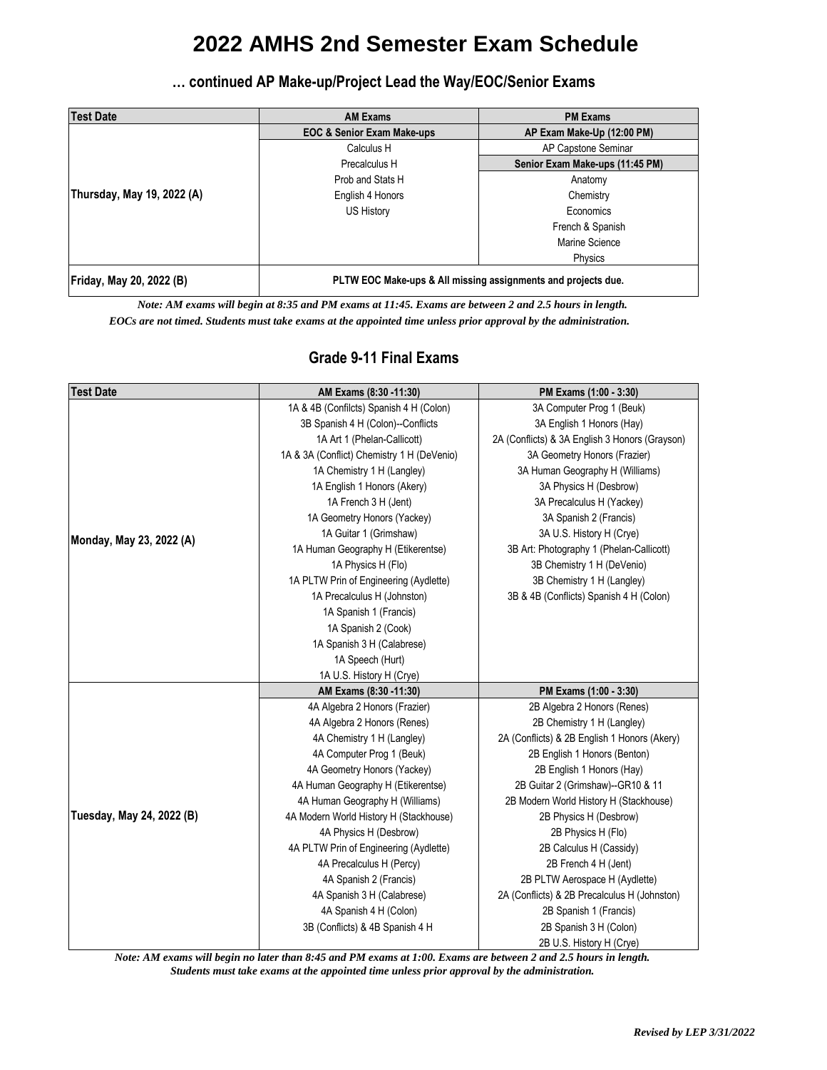# 2022 AMHS 2nd Semester Exam Schedule

### … continued AP Make-up/Project Lead the Way/EOC/Senior Exams

| Test Date | AM Exams | PM Exams |
|---|---|---|
| Thursday, May 19, 2022 (A) | **EOC & Senior Exam Make-ups** | **AP Exam Make-Up (12:00 PM)** |
| | Calculus H | AP Capstone Seminar |
| | Precalculus H | **Senior Exam Make-ups (11:45 PM)** |
| | Prob and Stats H | Anatomy |
| | English 4 Honors | Chemistry |
| | US History | Economics |
| | | French & Spanish |
| | | Marine Science |
| | | Physics |
| Friday, May 20, 2022 (B) | **PLTW EOC Make-ups & All missing assignments and projects due.** | |

***Note: AM exams will begin at 8:35 and PM exams at 11:45. Exams are between 2 and 2.5 hours in length.***
***EOCs are not timed. Students must take exams at the appointed time unless prior approval by the administration.***

### Grade 9-11 Final Exams

| Test Date | AM Exams (8:30 -11:30) | PM Exams (1:00 - 3:30) |
|---|---|---|
| Monday, May 23, 2022 (A) | 1A & 4B (Confilcts) Spanish 4 H (Colon) | 3A Computer Prog 1 (Beuk) |
| | 3B Spanish 4 H (Colon)--Conflicts | 3A English 1 Honors (Hay) |
| | 1A Art 1 (Phelan-Callicott) | 2A (Conflicts) & 3A English 3 Honors (Grayson) |
| | 1A & 3A (Conflict) Chemistry 1 H (DeVenio) | 3A Geometry Honors (Frazier) |
| | 1A Chemistry 1 H (Langley) | 3A Human Geography H (Williams) |
| | 1A English 1 Honors (Akery) | 3A Physics H (Desbrow) |
| | 1A French 3 H (Jent) | 3A Precalculus H (Yackey) |
| | 1A Geometry Honors (Yackey) | 3A Spanish 2 (Francis) |
| | 1A Guitar 1 (Grimshaw) | 3A U.S. History H (Crye) |
| | 1A Human Geography H (Etikerentse) | 3B Art: Photography 1 (Phelan-Callicott) |
| | 1A Physics H (Flo) | 3B Chemistry 1 H (DeVenio) |
| | 1A PLTW Prin of Engineering (Aydlette) | 3B Chemistry 1 H (Langley) |
| | 1A Precalculus H (Johnston) | 3B & 4B (Conflicts) Spanish 4 H (Colon) |
| | 1A Spanish 1 (Francis) | |
| | 1A Spanish 2 (Cook) | |
| | 1A Spanish 3 H (Calabrese) | |
| | 1A Speech (Hurt) | |
| | 1A U.S. History H (Crye) | |
| Tuesday, May 24, 2022 (B) | **AM Exams (8:30 -11:30)** | **PM Exams (1:00 - 3:30)** |
| | 4A Algebra 2 Honors (Frazier) | 2B Algebra 2 Honors (Renes) |
| | 4A Algebra 2 Honors (Renes) | 2B Chemistry 1 H (Langley) |
| | 4A Chemistry 1 H (Langley) | 2A (Conflicts) & 2B English 1 Honors (Akery) |
| | 4A Computer Prog 1 (Beuk) | 2B English 1 Honors (Benton) |
| | 4A Geometry Honors (Yackey) | 2B English 1 Honors (Hay) |
| | 4A Human Geography H (Etikerentse) | 2B Guitar 2 (Grimshaw)--GR10 & 11 |
| | 4A Human Geography H (Williams) | 2B Modern World History H (Stackhouse) |
| | 4A Modern World History H (Stackhouse) | 2B Physics H (Desbrow) |
| | 4A Physics H (Desbrow) | 2B Physics H (Flo) |
| | 4A PLTW Prin of Engineering (Aydlette) | 2B Calculus H (Cassidy) |
| | 4A Precalculus H (Percy) | 2B French 4 H (Jent) |
| | 4A Spanish 2 (Francis) | 2B PLTW Aerospace H (Aydlette) |
| | 4A Spanish 3 H (Calabrese) | 2A (Conflicts) & 2B Precalculus H (Johnston) |
| | 4A Spanish 4 H (Colon) | 2B Spanish 1 (Francis) |
| | 3B (Conflicts) & 4B Spanish 4 H | 2B Spanish 3 H (Colon) |
| | | 2B U.S. History H (Crye) |

***Note: AM exams will begin no later than 8:45 and PM exams at 1:00. Exams are between 2 and 2.5 hours in length.***
***Students must take exams at the appointed time unless prior approval by the administration.***

***Revised by LEP 3/31/2022***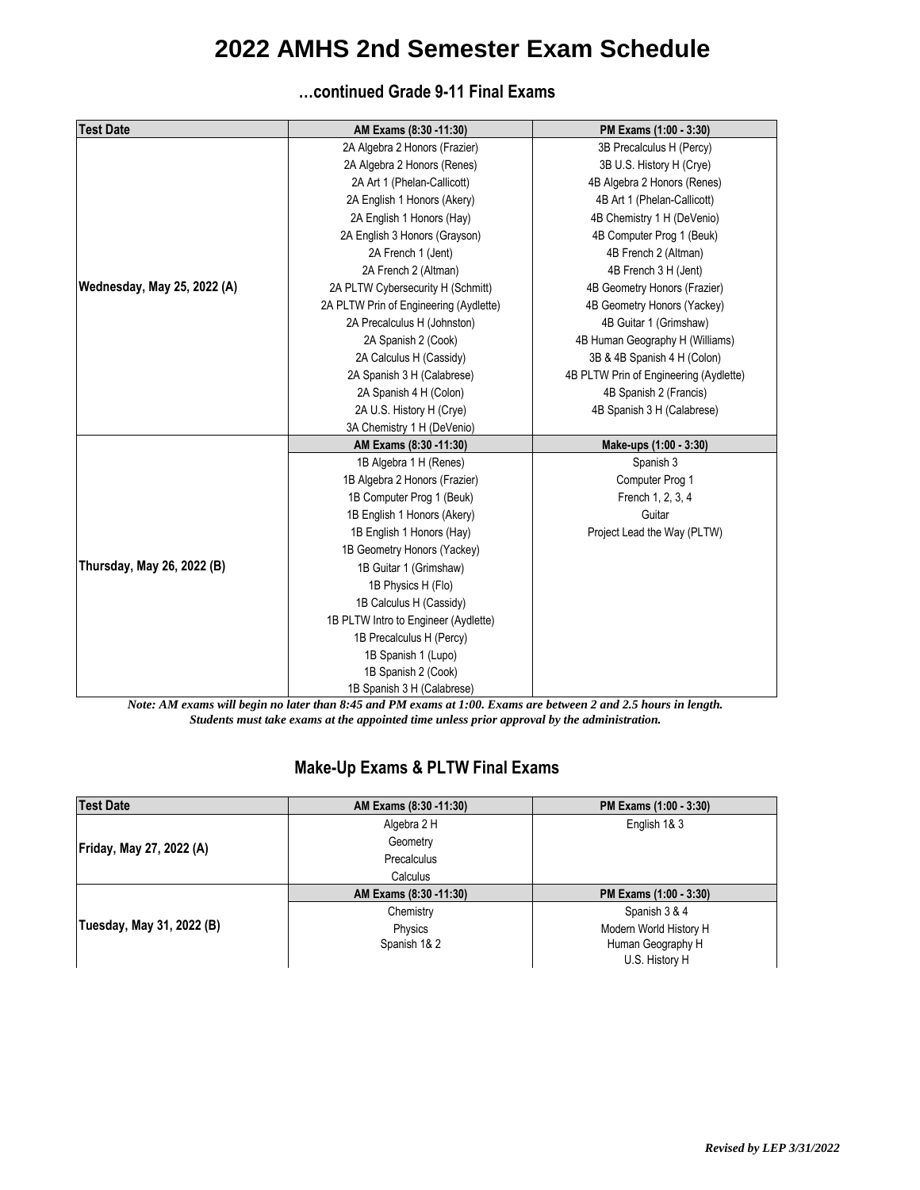# 2022 AMHS 2nd Semester Exam Schedule

## …continued Grade 9-11 Final Exams

| Test Date | AM Exams (8:30 -11:30) | PM Exams (1:00 - 3:30) |
|---|---|---|
| Wednesday, May 25, 2022 (A) | 2A Algebra 2 Honors (Frazier) | 3B Precalculus H (Percy) |
| | 2A Algebra 2 Honors (Renes) | 3B U.S. History H (Crye) |
| | 2A Art 1 (Phelan-Callicott) | 4B Algebra 2 Honors (Renes) |
| | 2A English 1 Honors (Akery) | 4B Art 1 (Phelan-Callicott) |
| | 2A English 1 Honors (Hay) | 4B Chemistry 1 H (DeVenio) |
| | 2A English 3 Honors (Grayson) | 4B Computer Prog 1 (Beuk) |
| | 2A French 1 (Jent) | 4B French 2 (Altman) |
| | 2A French 2 (Altman) | 4B French 3 H (Jent) |
| | 2A PLTW Cybersecurity H (Schmitt) | 4B Geometry Honors (Frazier) |
| | 2A PLTW Prin of Engineering (Aydlette) | 4B Geometry Honors (Yackey) |
| | 2A Precalculus H (Johnston) | 4B Guitar 1 (Grimshaw) |
| | 2A Spanish 2 (Cook) | 4B Human Geography H (Williams) |
| | 2A Calculus H (Cassidy) | 3B & 4B Spanish 4 H (Colon) |
| | 2A Spanish 3 H (Calabrese) | 4B PLTW Prin of Engineering (Aydlette) |
| | 2A Spanish 4 H (Colon) | 4B Spanish 2 (Francis) |
| | 2A U.S. History H (Crye) | 4B Spanish 3 H (Calabrese) |
| | 3A Chemistry 1 H (DeVenio) | |
| | **AM Exams (8:30 -11:30)** | **Make-ups (1:00 - 3:30)** |
| Thursday, May 26, 2022 (B) | 1B Algebra 1 H (Renes) | Spanish 3 |
| | 1B Algebra 2 Honors (Frazier) | Computer Prog 1 |
| | 1B Computer Prog 1 (Beuk) | French 1, 2, 3, 4 |
| | 1B English 1 Honors (Akery) | Guitar |
| | 1B English 1 Honors (Hay) | Project Lead the Way (PLTW) |
| | 1B Geometry Honors (Yackey) | |
| | 1B Guitar 1 (Grimshaw) | |
| | 1B Physics H (Flo) | |
| | 1B Calculus H (Cassidy) | |
| | 1B PLTW Intro to Engineer (Aydlette) | |
| | 1B Precalculus H (Percy) | |
| | 1B Spanish 1 (Lupo) | |
| | 1B Spanish 2 (Cook) | |
| | 1B Spanish 3 H (Calabrese) | |

*Note: AM exams will begin no later than 8:45 and PM exams at 1:00. Exams are between 2 and 2.5 hours in length.*
*Students must take exams at the appointed time unless prior approval by the administration.*

## Make-Up Exams & PLTW Final Exams

| Test Date | AM Exams (8:30 -11:30) | PM Exams (1:00 - 3:30) |
|---|---|---|
| Friday, May 27, 2022 (A) | Algebra 2 H | English 1& 3 |
| | Geometry | |
| | Precalculus | |
| | Calculus | |
| | **AM Exams (8:30 -11:30)** | **PM Exams (1:00 - 3:30)** |
| Tuesday, May 31, 2022 (B) | Chemistry | Spanish 3 & 4 |
| | Physics | Modern World History H |
| | Spanish 1& 2 | Human Geography H |
| | | U.S. History H |

*Revised by LEP 3/31/2022*